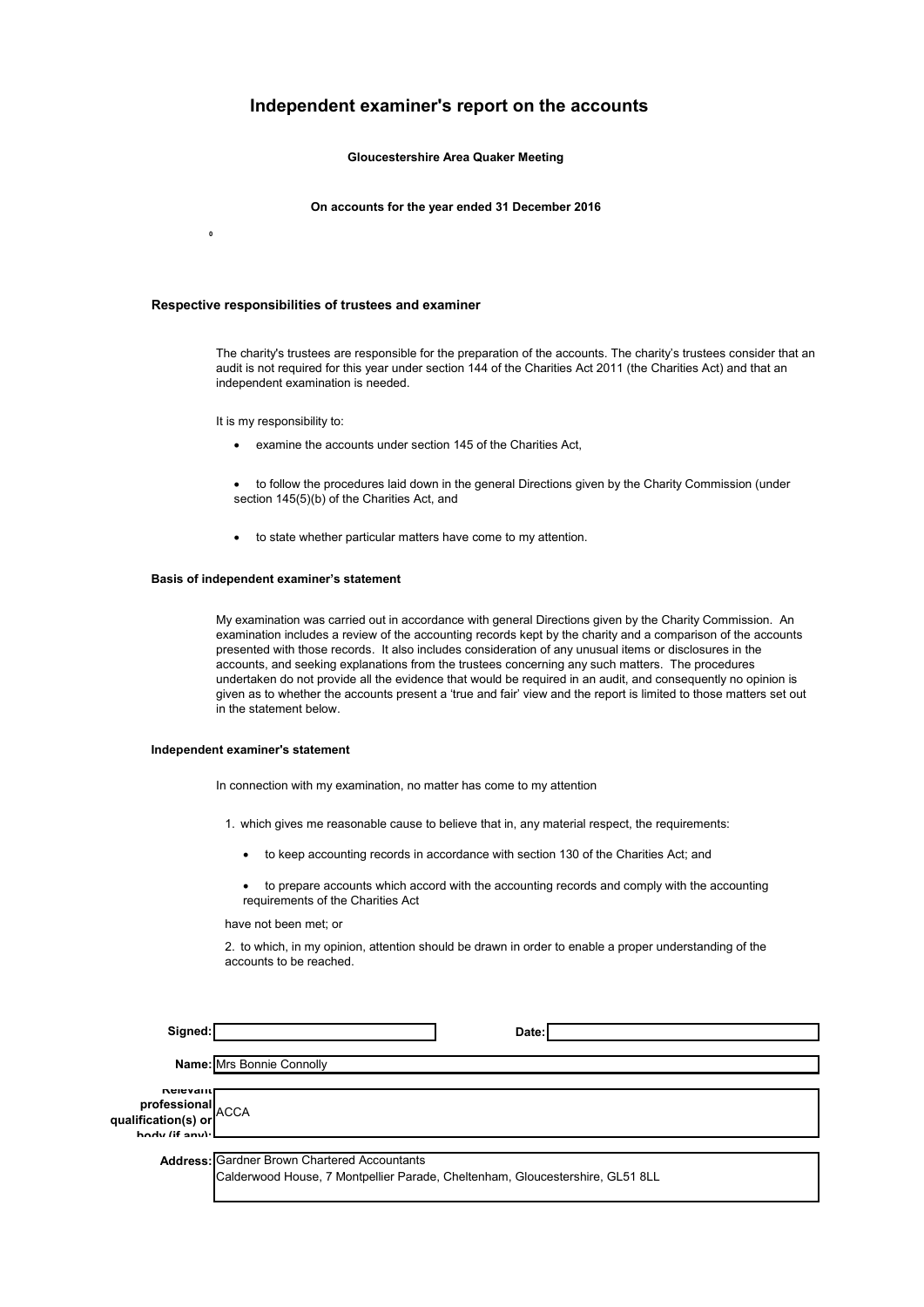# Independent examiner's report on the accounts

**Gloucestershire Area Quaker Meeting**

**On accounts for the year ended 31 December 2016**

0

### Respective responsibilities of trustees and examiner

The charity's trustees are responsible for the preparation of the accounts. The charity's trustees consider that an audit is not required for this year under section 144 of the Charities Act 2011 (the Charities Act) and that an independent examination is needed.

It is my responsibility to:

- examine the accounts under section 145 of the Charities Act,
- to follow the procedures laid down in the general Directions given by the Charity Commission (under section 145(5)(b) of the Charities Act, and
- to state whether particular matters have come to my attention.

#### Basis of independent examiner's statement

My examination was carried out in accordance with general Directions given by the Charity Commission. An examination includes a review of the accounting records kept by the charity and a comparison of the accounts presented with those records. It also includes consideration of any unusual items or disclosures in the accounts, and seeking explanations from the trustees concerning any such matters. The procedures undertaken do not provide all the evidence that would be required in an audit, and consequently no opinion is given as to whether the accounts present a 'true and fair' view and the report is limited to those matters set out in the statement below.

#### Independent examiner's statement

In connection with my examination, no matter has come to my attention

1. which gives me reasonable cause to believe that in, any material respect, the requirements:
   - to keep accounting records in accordance with section 130 of the Charities Act; and
   - to prepare accounts which accord with the accounting records and comply with the accounting requirements of the Charities Act

   have not been met; or

2. to which, in my opinion, attention should be drawn in order to enable a proper understanding of the accounts to be reached.

| | | | |
|---|---|---|---|
| **Signed:** | | **Date:** | |
| **Name:** | Mrs Bonnie Connolly | | |
| **Relevant professional qualification(s) or body (if any):** | ACCA | | |
| **Address:** | Gardner Brown Chartered Accountants<br>Calderwood House, 7 Montpellier Parade, Cheltenham, Gloucestershire, GL51 8LL | | |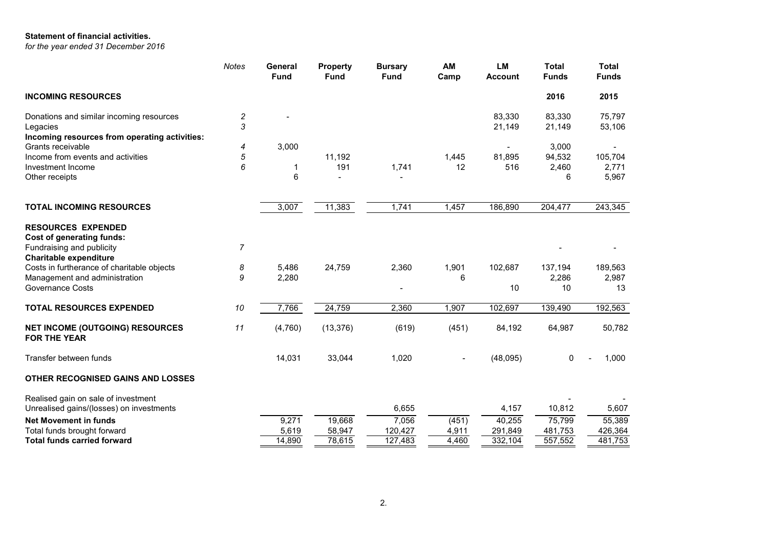**Statement of financial activities.**

*for the year ended 31 December 2016*

| | *Notes* | **General Fund** | **Property Fund** | **Bursary Fund** | **AM Camp** | **LM Account** | **Total Funds** | **Total Funds** |
|---|---|---|---|---|---|---|---|---|
| **INCOMING RESOURCES** | | | | | | | **2016** | **2015** |
| Donations and similar incoming resources | *2* | - | | | | 83,330 | 83,330 | 75,797 |
| Legacies | *3* | | | | | 21,149 | 21,149 | 53,106 |
| **Incoming resources from operating activities:** | | | | | | | | |
| Grants receivable | *4* | 3,000 | | | | - | 3,000 | - |
| Income from events and activities | *5* | | 11,192 | | 1,445 | 81,895 | 94,532 | 105,704 |
| Investment Income | *6* | 1 | 191 | 1,741 | 12 | 516 | 2,460 | 2,771 |
| Other receipts | | 6 | - | - | | | 6 | 5,967 |
| **TOTAL INCOMING RESOURCES** | | 3,007 | 11,383 | 1,741 | 1,457 | 186,890 | 204,477 | 243,345 |
| **RESOURCES EXPENDED** | | | | | | | | |
| **Cost of generating funds:** | | | | | | | | |
| Fundraising and publicity | *7* | | | | | | - | - |
| **Charitable expenditure** | | | | | | | | |
| Costs in furtherance of charitable objects | *8* | 5,486 | 24,759 | 2,360 | 1,901 | 102,687 | 137,194 | 189,563 |
| Management and administration | *9* | 2,280 | | | 6 | | 2,286 | 2,987 |
| Governance Costs | | | | - | | 10 | 10 | 13 |
| **TOTAL RESOURCES EXPENDED** | *10* | 7,766 | 24,759 | 2,360 | 1,907 | 102,697 | 139,490 | 192,563 |
| **NET INCOME (OUTGOING) RESOURCES FOR THE YEAR** | *11* | (4,760) | (13,376) | (619) | (451) | 84,192 | 64,987 | 50,782 |
| Transfer between funds | | 14,031 | 33,044 | 1,020 | - | (48,095) | 0 | - 1,000 |
| **OTHER RECOGNISED GAINS AND LOSSES** | | | | | | | | |
| Realised gain on sale of investment | | | | | | | - | - |
| Unrealised gains/(losses) on investments | | | | 6,655 | | 4,157 | 10,812 | 5,607 |
| **Net Movement in funds** | | 9,271 | 19,668 | 7,056 | (451) | 40,255 | 75,799 | 55,389 |
| Total funds brought forward | | 5,619 | 58,947 | 120,427 | 4,911 | 291,849 | 481,753 | 426,364 |
| **Total funds carried forward** | | 14,890 | 78,615 | 127,483 | 4,460 | 332,104 | 557,552 | 481,753 |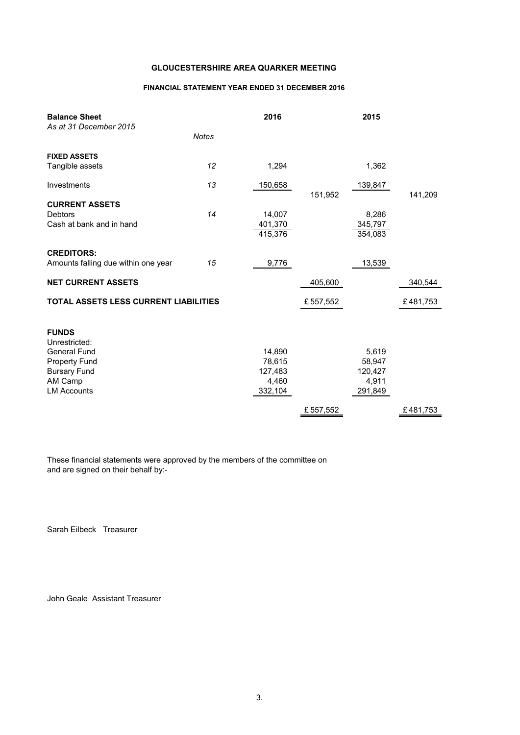## GLOUCESTERSHIRE AREA QUARKER MEETING

### FINANCIAL STATEMENT YEAR ENDED 31 DECEMBER 2016

| **Balance Sheet**<br>*As at 31 December 2015* | *Notes* | 2016 | | 2015 | |
|---|---|---|---|---|---|
| **FIXED ASSETS** | | | | | |
| Tangible assets | 12 | 1,294 | | 1,362 | |
| Investments | 13 | 150,658 | | 139,847 | |
| | | | 151,952 | | 141,209 |
| **CURRENT ASSETS** | | | | | |
| Debtors | 14 | 14,007 | | 8,286 | |
| Cash at bank and in hand | | 401,370 | | 345,797 | |
| | | 415,376 | | 354,083 | |
| **CREDITORS:** | | | | | |
| Amounts falling due within one year | 15 | 9,776 | | 13,539 | |
| **NET CURRENT ASSETS** | | | 405,600 | | 340,544 |
| **TOTAL ASSETS LESS CURRENT LIABILITIES** | | | £557,552 | | £481,753 |
| **FUNDS** | | | | | |
| Unrestricted: | | | | | |
| General Fund | | 14,890 | | 5,619 | |
| Property Fund | | 78,615 | | 58,947 | |
| Bursary Fund | | 127,483 | | 120,427 | |
| AM Camp | | 4,460 | | 4,911 | |
| LM Accounts | | 332,104 | | 291,849 | |
| | | | £557,552 | | £481,753 |

These financial statements were approved by the members of the committee on and are signed on their behalf by:-

Sarah Eilbeck Treasurer

John Geale Assistant Treasurer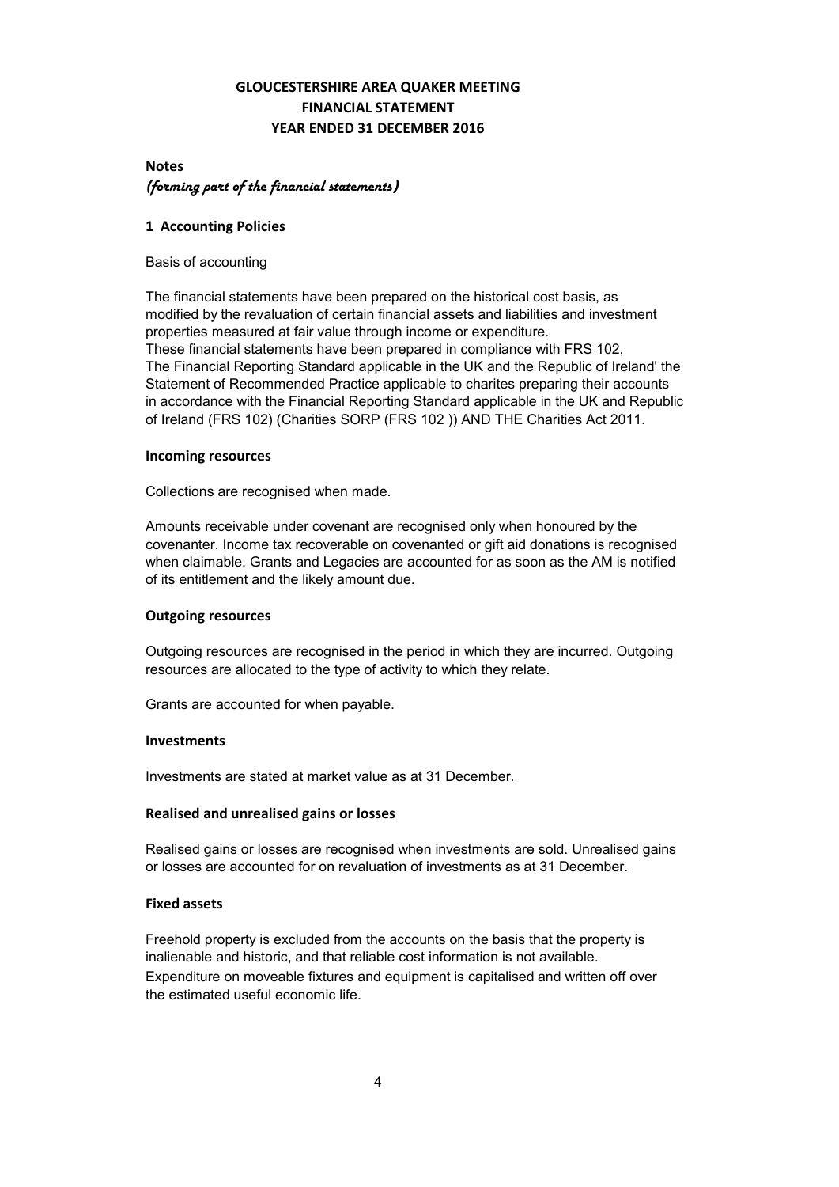# GLOUCESTERSHIRE AREA QUAKER MEETING
# FINANCIAL STATEMENT
# YEAR ENDED 31 DECEMBER 2016

**Notes**
*(forming part of the financial statements)*

## 1 Accounting Policies

Basis of accounting

The financial statements have been prepared on the historical cost basis, as modified by the revaluation of certain financial assets and liabilities and investment properties measured at fair value through income or expenditure.
These financial statements have been prepared in compliance with FRS 102, The Financial Reporting Standard applicable in the UK and the Republic of Ireland' the Statement of Recommended Practice applicable to charites preparing their accounts in accordance with the Financial Reporting Standard applicable in the UK and Republic of Ireland (FRS 102) (Charities SORP (FRS 102 )) AND THE Charities Act 2011.

**Incoming resources**

Collections are recognised when made.

Amounts receivable under covenant are recognised only when honoured by the covenanter. Income tax recoverable on covenanted or gift aid donations is recognised when claimable. Grants and Legacies are accounted for as soon as the AM is notified of its entitlement and the likely amount due.

**Outgoing resources**

Outgoing resources are recognised in the period in which they are incurred. Outgoing resources are allocated to the type of activity to which they relate.

Grants are accounted for when payable.

**Investments**

Investments are stated at market value as at 31 December.

**Realised and unrealised gains or losses**

Realised gains or losses are recognised when investments are sold. Unrealised gains or losses are accounted for on revaluation of investments as at 31 December.

**Fixed assets**

Freehold property is excluded from the accounts on the basis that the property is inalienable and historic, and that reliable cost information is not available.
Expenditure on moveable fixtures and equipment is capitalised and written off over the estimated useful economic life.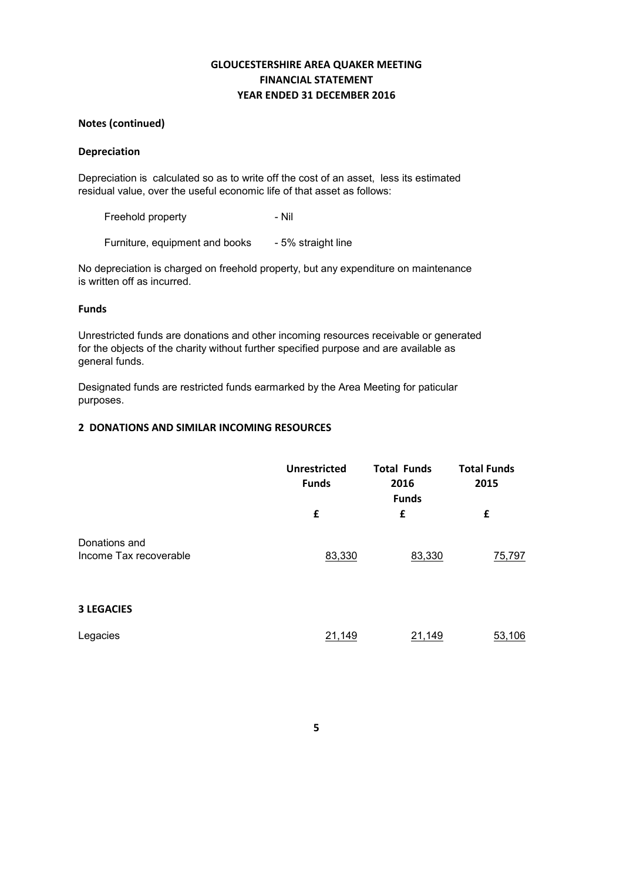# GLOUCESTERSHIRE AREA QUAKER MEETING
## FINANCIAL STATEMENT
## YEAR ENDED 31 DECEMBER 2016

**Notes (continued)**

**Depreciation**

Depreciation is calculated so as to write off the cost of an asset, less its estimated residual value, over the useful economic life of that asset as follows:

| | |
|---|---|
| Freehold property | - Nil |
| Furniture, equipment and books | - 5% straight line |

No depreciation is charged on freehold property, but any expenditure on maintenance is written off as incurred.

**Funds**

Unrestricted funds are donations and other incoming resources receivable or generated for the objects of the charity without further specified purpose and are available as general funds.

Designated funds are restricted funds earmarked by the Area Meeting for paticular purposes.

**2 DONATIONS AND SIMILAR INCOMING RESOURCES**

| | Unrestricted Funds | Total Funds 2016 Funds | Total Funds 2015 |
|---|---|---|---|
| | £ | £ | £ |
| Donations and Income Tax recoverable | 83,330 | 83,330 | 75,797 |

**3 LEGACIES**

| | Unrestricted Funds | Total Funds 2016 Funds | Total Funds 2015 |
|---|---|---|---|
| Legacies | 21,149 | 21,149 | 53,106 |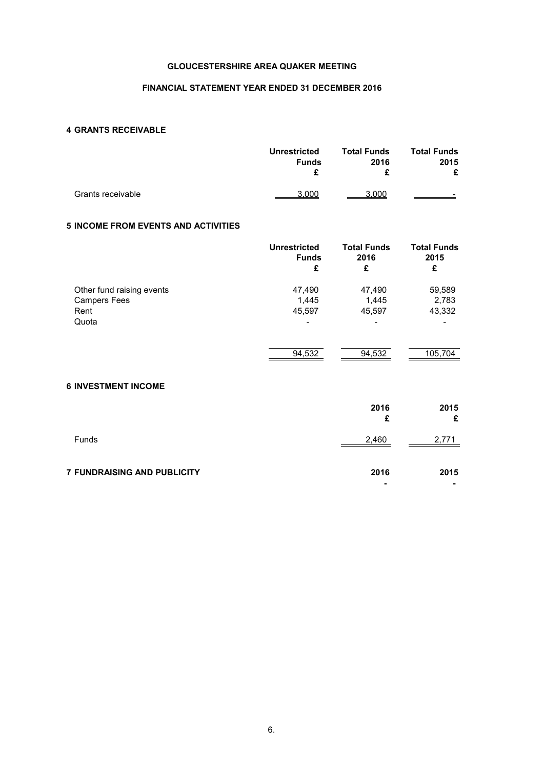**GLOUCESTERSHIRE AREA QUAKER MEETING**

**FINANCIAL STATEMENT YEAR ENDED 31 DECEMBER 2016**

## 4 GRANTS RECEIVABLE

| | Unrestricted Funds £ | Total Funds 2016 £ | Total Funds 2015 £ |
|---|---|---|---|
| Grants receivable | 3,000 | 3,000 | - |

## 5 INCOME FROM EVENTS AND ACTIVITIES

| | Unrestricted Funds £ | Total Funds 2016 £ | Total Funds 2015 £ |
|---|---|---|---|
| Other fund raising events | 47,490 | 47,490 | 59,589 |
| Campers Fees | 1,445 | 1,445 | 2,783 |
| Rent | 45,597 | 45,597 | 43,332 |
| Quota | - | - | - |
| | 94,532 | 94,532 | 105,704 |

## 6 INVESTMENT INCOME

| | 2016 £ | 2015 £ |
|---|---|---|
| Funds | 2,460 | 2,771 |

## 7 FUNDRAISING AND PUBLICITY

| | 2016 | 2015 |
|---|---|---|
| | - | - |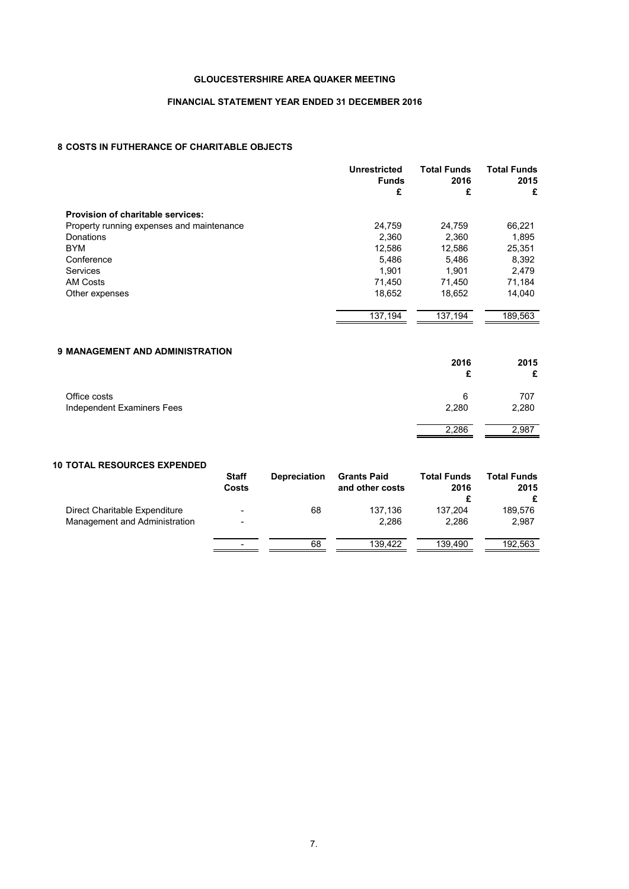**GLOUCESTERSHIRE AREA QUAKER MEETING**

**FINANCIAL STATEMENT YEAR ENDED 31 DECEMBER 2016**

## 8 COSTS IN FUTHERANCE OF CHARITABLE OBJECTS

| | Unrestricted Funds £ | Total Funds 2016 £ | Total Funds 2015 £ |
|---|---|---|---|
| **Provision of charitable services:** | | | |
| Property running expenses and maintenance | 24,759 | 24,759 | 66,221 |
| Donations | 2,360 | 2,360 | 1,895 |
| BYM | 12,586 | 12,586 | 25,351 |
| Conference | 5,486 | 5,486 | 8,392 |
| Services | 1,901 | 1,901 | 2,479 |
| AM Costs | 71,450 | 71,450 | 71,184 |
| Other expenses | 18,652 | 18,652 | 14,040 |
| | 137,194 | 137,194 | 189,563 |

## 9 MANAGEMENT AND ADMINISTRATION

| | 2016 £ | 2015 £ |
|---|---|---|
| Office costs | 6 | 707 |
| Independent Examiners Fees | 2,280 | 2,280 |
| | 2,286 | 2,987 |

## 10 TOTAL RESOURCES EXPENDED

| | Staff Costs | Depreciation | Grants Paid and other costs | Total Funds 2016 £ | Total Funds 2015 £ |
|---|---|---|---|---|---|
| Direct Charitable Expenditure | - | 68 | 137,136 | 137,204 | 189,576 |
| Management and Administration | - | | 2,286 | 2,286 | 2,987 |
| | - | 68 | 139,422 | 139,490 | 192,563 |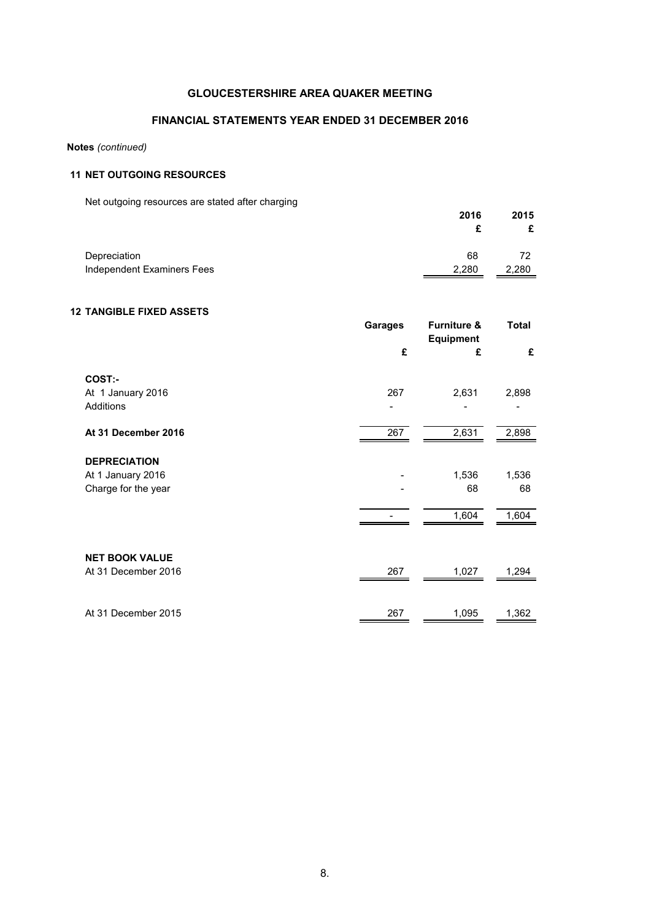GLOUCESTERSHIRE AREA QUAKER MEETING

FINANCIAL STATEMENTS YEAR ENDED 31 DECEMBER 2016

**Notes** *(continued)*

## 11 NET OUTGOING RESOURCES

Net outgoing resources are stated after charging

| | 2016 £ | 2015 £ |
|---|---|---|
| Depreciation | 68 | 72 |
| Independent Examiners Fees | 2,280 | 2,280 |

## 12 TANGIBLE FIXED ASSETS

| | Garages £ | Furniture & Equipment £ | Total £ |
|---|---|---|---|
| **COST:-** | | | |
| At 1 January 2016 | 267 | 2,631 | 2,898 |
| Additions | - | - | - |
| **At 31 December 2016** | 267 | 2,631 | 2,898 |
| **DEPRECIATION** | | | |
| At 1 January 2016 | - | 1,536 | 1,536 |
| Charge for the year | - | 68 | 68 |
| | - | 1,604 | 1,604 |
| **NET BOOK VALUE** | | | |
| At 31 December 2016 | 267 | 1,027 | 1,294 |
| At 31 December 2015 | 267 | 1,095 | 1,362 |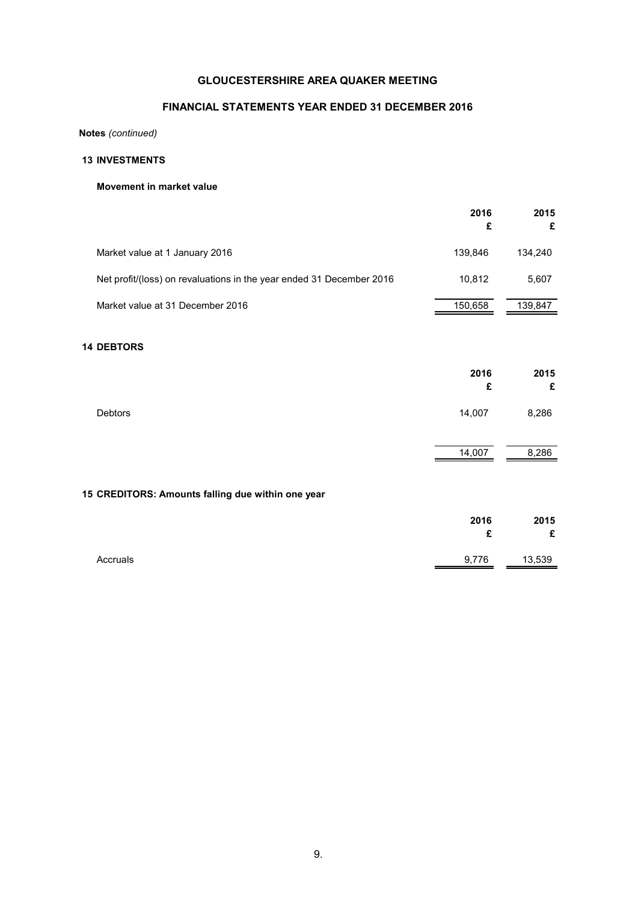# GLOUCESTERSHIRE AREA QUAKER MEETING

## FINANCIAL STATEMENTS YEAR ENDED 31 DECEMBER 2016

**Notes** *(continued)*

### 13 INVESTMENTS

**Movement in market value**

| | 2016 £ | 2015 £ |
|---|---|---|
| Market value at 1 January 2016 | 139,846 | 134,240 |
| Net profit/(loss) on revaluations in the year ended 31 December 2016 | 10,812 | 5,607 |
| Market value at 31 December 2016 | 150,658 | 139,847 |

### 14 DEBTORS

| | 2016 £ | 2015 £ |
|---|---|---|
| Debtors | 14,007 | 8,286 |
| | 14,007 | 8,286 |

### 15 CREDITORS: Amounts falling due within one year

| | 2016 £ | 2015 £ |
|---|---|---|
| Accruals | 9,776 | 13,539 |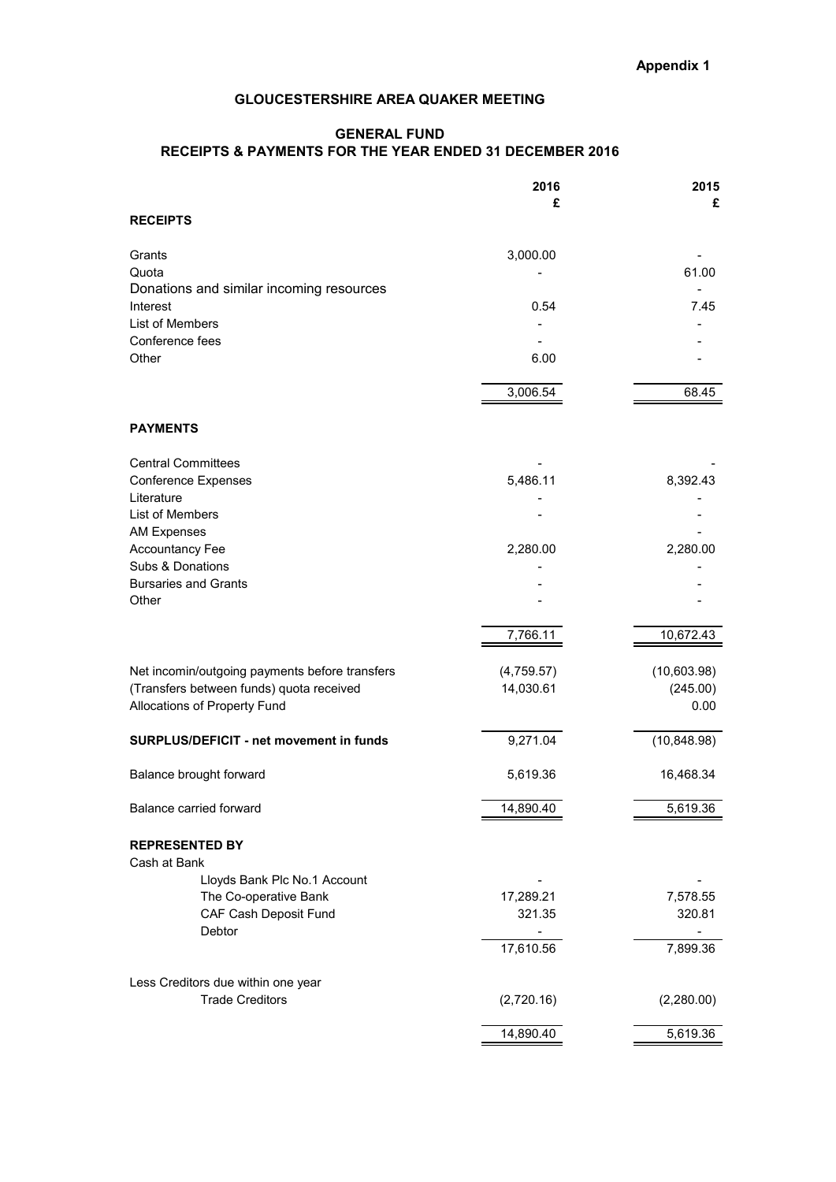**Appendix 1**

## GLOUCESTERSHIRE AREA QUAKER MEETING

### GENERAL FUND
### RECEIPTS & PAYMENTS FOR THE YEAR ENDED 31 DECEMBER 2016

| | 2016 £ | 2015 £ |
|---|---|---|
| **RECEIPTS** | | |
| Grants | 3,000.00 | - |
| Quota | - | 61.00 |
| Donations and similar incoming resources | | - |
| Interest | 0.54 | 7.45 |
| List of Members | - | - |
| Conference fees | - | - |
| Other | 6.00 | - |
| | 3,006.54 | 68.45 |
| **PAYMENTS** | | |
| Central Committees | - | - |
| Conference Expenses | 5,486.11 | 8,392.43 |
| Literature | - | - |
| List of Members | - | - |
| AM Expenses | | - |
| Accountancy Fee | 2,280.00 | 2,280.00 |
| Subs & Donations | - | - |
| Bursaries and Grants | - | - |
| Other | - | - |
| | 7,766.11 | 10,672.43 |
| Net incomin/outgoing payments before transfers | (4,759.57) | (10,603.98) |
| (Transfers between funds) quota received | 14,030.61 | (245.00) |
| Allocations of Property Fund | | 0.00 |
| **SURPLUS/DEFICIT - net movement in funds** | 9,271.04 | (10,848.98) |
| Balance brought forward | 5,619.36 | 16,468.34 |
| Balance carried forward | 14,890.40 | 5,619.36 |
| **REPRESENTED BY** | | |
| Cash at Bank | | |
| Lloyds Bank Plc No.1 Account | - | - |
| The Co-operative Bank | 17,289.21 | 7,578.55 |
| CAF Cash Deposit Fund | 321.35 | 320.81 |
| Debtor | - | - |
| | 17,610.56 | 7,899.36 |
| Less Creditors due within one year | | |
| Trade Creditors | (2,720.16) | (2,280.00) |
| | 14,890.40 | 5,619.36 |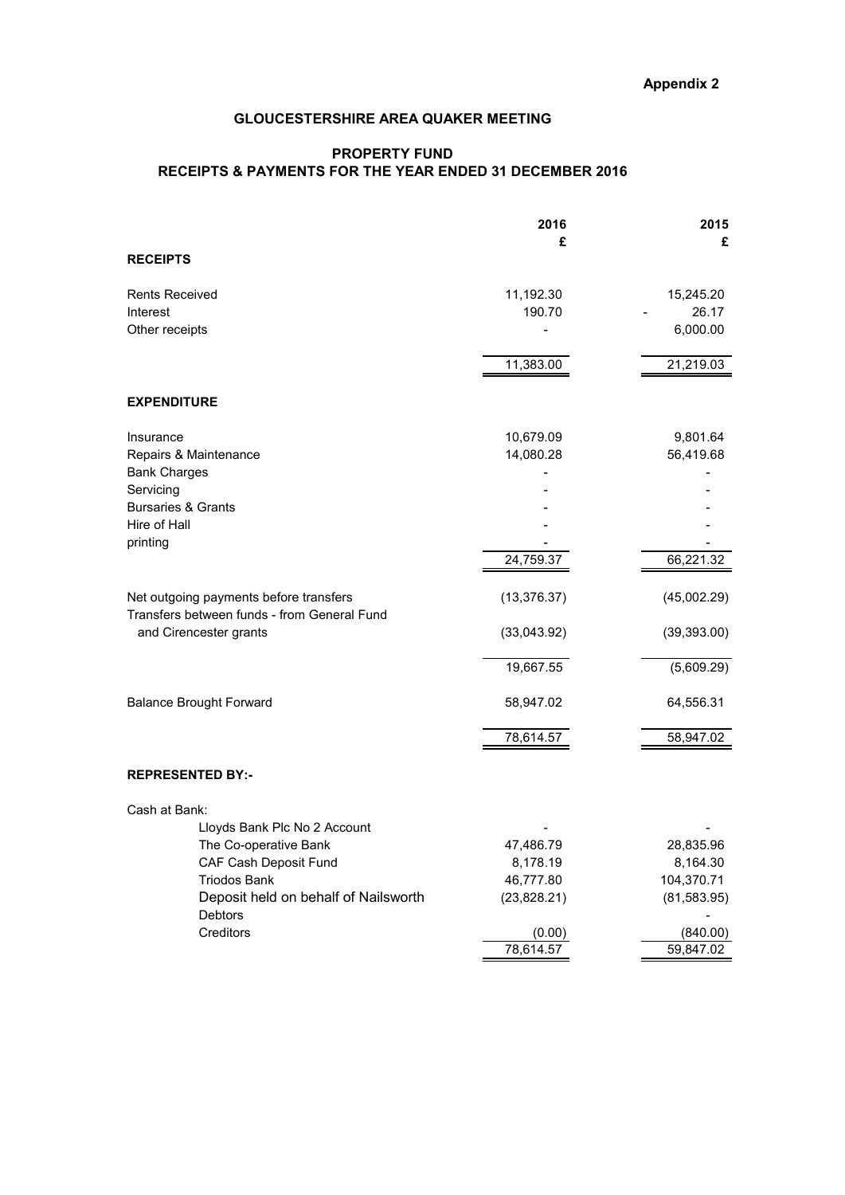**Appendix 2**

## GLOUCESTERSHIRE AREA QUAKER MEETING

### PROPERTY FUND
### RECEIPTS & PAYMENTS FOR THE YEAR ENDED 31 DECEMBER 2016

| | 2016 £ | 2015 £ |
|---|---|---|
| **RECEIPTS** | | |
| Rents Received | 11,192.30 | 15,245.20 |
| Interest | 190.70 | - 26.17 |
| Other receipts | - | 6,000.00 |
| | 11,383.00 | 21,219.03 |
| **EXPENDITURE** | | |
| Insurance | 10,679.09 | 9,801.64 |
| Repairs & Maintenance | 14,080.28 | 56,419.68 |
| Bank Charges | - | - |
| Servicing | - | - |
| Bursaries & Grants | - | - |
| Hire of Hall | - | - |
| printing | - | - |
| | 24,759.37 | 66,221.32 |
| Net outgoing payments before transfers | (13,376.37) | (45,002.29) |
| Transfers between funds - from General Fund and Cirencester grants | (33,043.92) | (39,393.00) |
| | 19,667.55 | (5,609.29) |
| Balance Brought Forward | 58,947.02 | 64,556.31 |
| | 78,614.57 | 58,947.02 |
| **REPRESENTED BY:-** | | |
| Cash at Bank: | | |
| Lloyds Bank Plc No 2 Account | - | - |
| The Co-operative Bank | 47,486.79 | 28,835.96 |
| CAF Cash Deposit Fund | 8,178.19 | 8,164.30 |
| Triodos Bank | 46,777.80 | 104,370.71 |
| Deposit held on behalf of Nailsworth | (23,828.21) | (81,583.95) |
| Debtors | | - |
| Creditors | (0.00) | (840.00) |
| | 78,614.57 | 59,847.02 |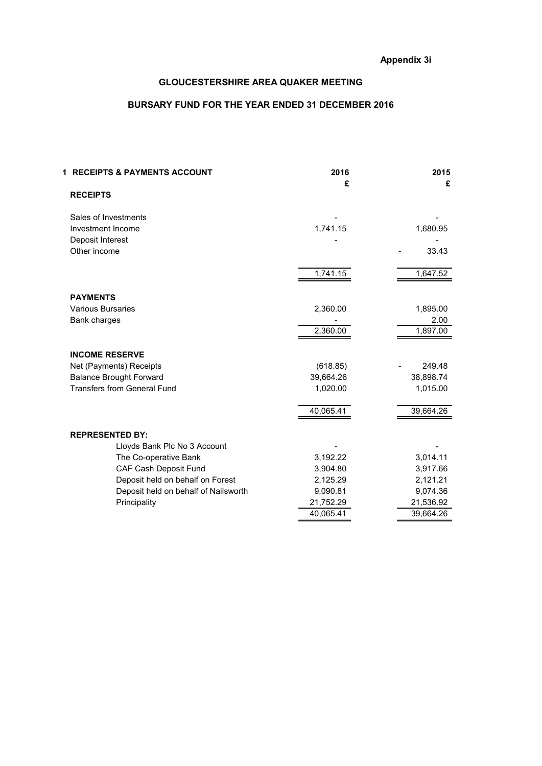**Appendix 3i**

# GLOUCESTERSHIRE AREA QUAKER MEETING

## BURSARY FUND FOR THE YEAR ENDED 31 DECEMBER 2016

| 1 RECEIPTS & PAYMENTS ACCOUNT | 2016 £ | 2015 £ |
|---|---|---|
| **RECEIPTS** | | |
| Sales of Investments | - | - |
| Investment Income | 1,741.15 | 1,680.95 |
| Deposit Interest | - | - |
| Other income | | - 33.43 |
| | 1,741.15 | 1,647.52 |
| **PAYMENTS** | | |
| Various Bursaries | 2,360.00 | 1,895.00 |
| Bank charges | - | 2.00 |
| | 2,360.00 | 1,897.00 |
| **INCOME RESERVE** | | |
| Net (Payments) Receipts | (618.85) | - 249.48 |
| Balance Brought Forward | 39,664.26 | 38,898.74 |
| Transfers from General Fund | 1,020.00 | 1,015.00 |
| | 40,065.41 | 39,664.26 |
| **REPRESENTED BY:** | | |
| Lloyds Bank Plc No 3 Account | - | - |
| The Co-operative Bank | 3,192.22 | 3,014.11 |
| CAF Cash Deposit Fund | 3,904.80 | 3,917.66 |
| Deposit held on behalf on Forest | 2,125.29 | 2,121.21 |
| Deposit held on behalf of Nailsworth | 9,090.81 | 9,074.36 |
| Principality | 21,752.29 | 21,536.92 |
| | 40,065.41 | 39,664.26 |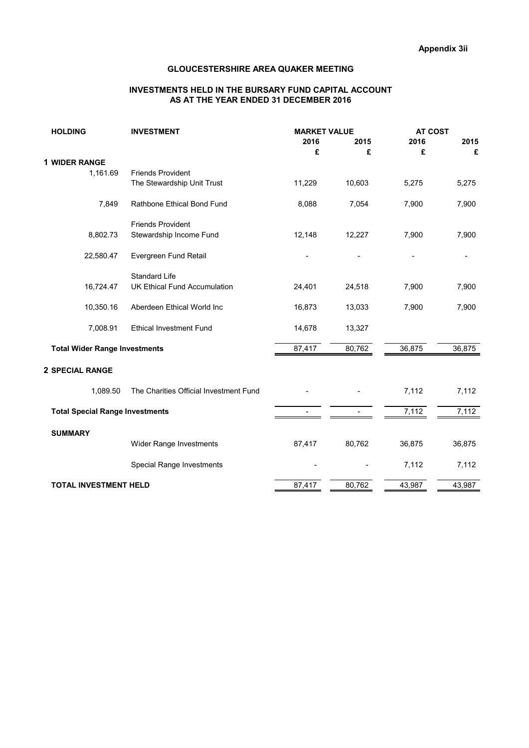**Appendix 3ii**

# GLOUCESTERSHIRE AREA QUAKER MEETING

## INVESTMENTS HELD IN THE BURSARY FUND CAPITAL ACCOUNT AS AT THE YEAR ENDED 31 DECEMBER 2016

| HOLDING | INVESTMENT | MARKET VALUE | | AT COST | |
|---|---|---|---|---|---|
| | | 2016 | 2015 | 2016 | 2015 |
| | | £ | £ | £ | £ |
| **1 WIDER RANGE** | | | | | |
| 1,161.69 | Friends Provident The Stewardship Unit Trust | 11,229 | 10,603 | 5,275 | 5,275 |
| 7,849 | Rathbone Ethical Bond Fund | 8,088 | 7,054 | 7,900 | 7,900 |
| 8,802.73 | Friends Provident Stewardship Income Fund | 12,148 | 12,227 | 7,900 | 7,900 |
| 22,580.47 | Evergreen Fund Retail | - | - | - | - |
| 16,724.47 | Standard Life UK Ethical Fund Accumulation | 24,401 | 24,518 | 7,900 | 7,900 |
| 10,350.16 | Aberdeen Ethical World Inc | 16,873 | 13,033 | 7,900 | 7,900 |
| 7,008.91 | Ethical Investment Fund | 14,678 | 13,327 | | |
| **Total Wider Range Investments** | | 87,417 | 80,762 | 36,875 | 36,875 |
| **2 SPECIAL RANGE** | | | | | |
| 1,089.50 | The Charities Official Investment Fund | - | - | 7,112 | 7,112 |
| **Total Special Range Investments** | | - | - | 7,112 | 7,112 |
| **SUMMARY** | | | | | |
| | Wider Range Investments | 87,417 | 80,762 | 36,875 | 36,875 |
| | Special Range Investments | - | - | 7,112 | 7,112 |
| **TOTAL INVESTMENT HELD** | | 87,417 | 80,762 | 43,987 | 43,987 |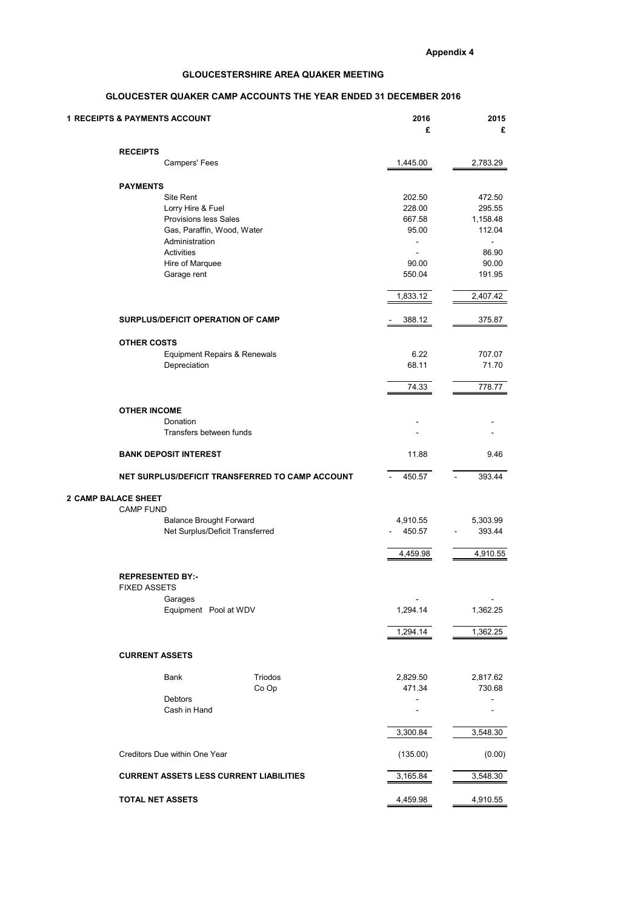**Appendix 4**

## GLOUCESTERSHIRE AREA QUAKER MEETING

## GLOUCESTER QUAKER CAMP ACCOUNTS THE YEAR ENDED 31 DECEMBER 2016

| **1 RECEIPTS & PAYMENTS ACCOUNT** | **2016** £ | **2015** £ |
|---|---|---|
| **RECEIPTS** | | |
| Campers' Fees | 1,445.00 | 2,783.29 |
| **PAYMENTS** | | |
| Site Rent | 202.50 | 472.50 |
| Lorry Hire & Fuel | 228.00 | 295.55 |
| Provisions less Sales | 667.58 | 1,158.48 |
| Gas, Paraffin, Wood, Water | 95.00 | 112.04 |
| Administration | - | - |
| Activities | - | 86.90 |
| Hire of Marquee | 90.00 | 90.00 |
| Garage rent | 550.04 | 191.95 |
| | 1,833.12 | 2,407.42 |
| **SURPLUS/DEFICIT OPERATION OF CAMP** | - 388.12 | 375.87 |
| **OTHER COSTS** | | |
| Equipment Repairs & Renewals | 6.22 | 707.07 |
| Depreciation | 68.11 | 71.70 |
| | 74.33 | 778.77 |
| **OTHER INCOME** | | |
| Donation | - | - |
| Transfers between funds | - | - |
| **BANK DEPOSIT INTEREST** | 11.88 | 9.46 |
| **NET SURPLUS/DEFICIT TRANSFERRED TO CAMP ACCOUNT** | - 450.57 | - 393.44 |

| **2 CAMP BALACE SHEET** | **2016** £ | **2015** £ |
|---|---|---|
| CAMP FUND | | |
| Balance Brought Forward | 4,910.55 | 5,303.99 |
| Net Surplus/Deficit Transferred | - 450.57 | - 393.44 |
| | 4,459.98 | 4,910.55 |
| **REPRESENTED BY:-** | | |
| FIXED ASSETS | | |
| Garages | - | - |
| Equipment Pool at WDV | 1,294.14 | 1,362.25 |
| | 1,294.14 | 1,362.25 |
| **CURRENT ASSETS** | | |
| Bank Triodos | 2,829.50 | 2,817.62 |
| Bank Co Op | 471.34 | 730.68 |
| Debtors | - | - |
| Cash in Hand | - | - |
| | 3,300.84 | 3,548.30 |
| Creditors Due within One Year | (135.00) | (0.00) |
| **CURRENT ASSETS LESS CURRENT LIABILITIES** | 3,165.84 | 3,548.30 |
| **TOTAL NET ASSETS** | 4,459.98 | 4,910.55 |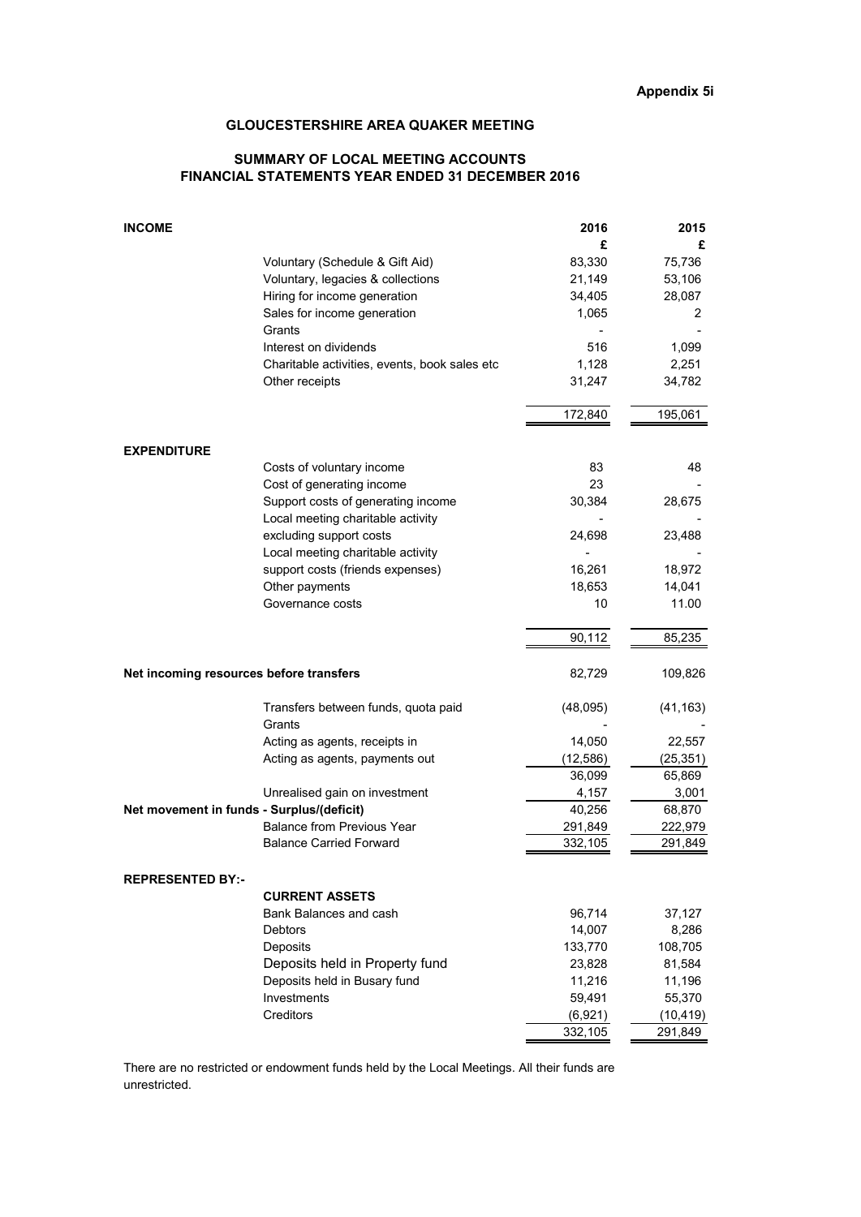**Appendix 5i**

## GLOUCESTERSHIRE AREA QUAKER MEETING

### SUMMARY OF LOCAL MEETING ACCOUNTS
### FINANCIAL STATEMENTS YEAR ENDED 31 DECEMBER 2016

| | | 2016 | 2015 |
|---|---|---|---|
| | | £ | £ |
| **INCOME** | | | |
| | Voluntary (Schedule & Gift Aid) | 83,330 | 75,736 |
| | Voluntary, legacies & collections | 21,149 | 53,106 |
| | Hiring for income generation | 34,405 | 28,087 |
| | Sales for income generation | 1,065 | 2 |
| | Grants | - | - |
| | Interest on dividends | 516 | 1,099 |
| | Charitable activities, events, book sales etc | 1,128 | 2,251 |
| | Other receipts | 31,247 | 34,782 |
| | | 172,840 | 195,061 |
| **EXPENDITURE** | | | |
| | Costs of voluntary income | 83 | 48 |
| | Cost of generating income | 23 | - |
| | Support costs of generating income | 30,384 | 28,675 |
| | Local meeting charitable activity | - | - |
| | excluding support costs | 24,698 | 23,488 |
| | Local meeting charitable activity | - | - |
| | support costs (friends expenses) | 16,261 | 18,972 |
| | Other payments | 18,653 | 14,041 |
| | Governance costs | 10 | 11.00 |
| | | 90,112 | 85,235 |
| **Net incoming resources before transfers** | | 82,729 | 109,826 |
| | Transfers between funds, quota paid | (48,095) | (41,163) |
| | Grants | - | - |
| | Acting as agents, receipts in | 14,050 | 22,557 |
| | Acting as agents, payments out | (12,586) | (25,351) |
| | | 36,099 | 65,869 |
| | Unrealised gain on investment | 4,157 | 3,001 |
| **Net movement in funds - Surplus/(deficit)** | | 40,256 | 68,870 |
| | Balance from Previous Year | 291,849 | 222,979 |
| | Balance Carried Forward | 332,105 | 291,849 |
| **REPRESENTED BY:-** | | | |
| | **CURRENT ASSETS** | | |
| | Bank Balances and cash | 96,714 | 37,127 |
| | Debtors | 14,007 | 8,286 |
| | Deposits | 133,770 | 108,705 |
| | Deposits held in Property fund | 23,828 | 81,584 |
| | Deposits held in Busary fund | 11,216 | 11,196 |
| | Investments | 59,491 | 55,370 |
| | Creditors | (6,921) | (10,419) |
| | | 332,105 | 291,849 |

There are no restricted or endowment funds held by the Local Meetings. All their funds are unrestricted.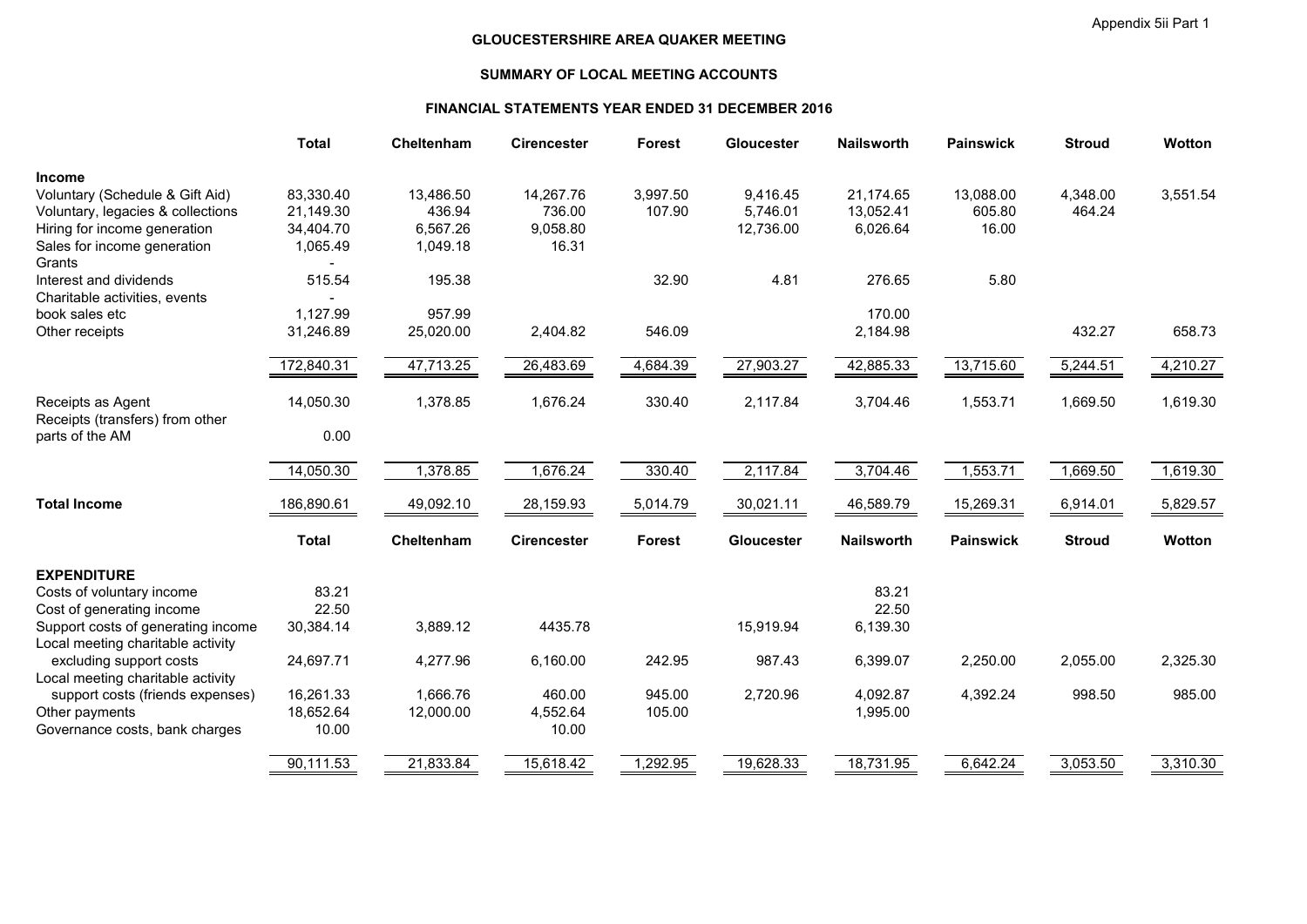Appendix 5ii Part 1

# GLOUCESTERSHIRE AREA QUAKER MEETING

## SUMMARY OF LOCAL MEETING ACCOUNTS

### FINANCIAL STATEMENTS YEAR ENDED 31 DECEMBER 2016

| | Total | Cheltenham | Cirencester | Forest | Gloucester | Nailsworth | Painswick | Stroud | Wotton |
|---|---|---|---|---|---|---|---|---|---|
| **Income** | | | | | | | | | |
| Voluntary (Schedule & Gift Aid) | 83,330.40 | 13,486.50 | 14,267.76 | 3,997.50 | 9,416.45 | 21,174.65 | 13,088.00 | 4,348.00 | 3,551.54 |
| Voluntary, legacies & collections | 21,149.30 | 436.94 | 736.00 | 107.90 | 5,746.01 | 13,052.41 | 605.80 | 464.24 | |
| Hiring for income generation | 34,404.70 | 6,567.26 | 9,058.80 | | 12,736.00 | 6,026.64 | 16.00 | | |
| Sales for income generation | 1,065.49 | 1,049.18 | 16.31 | | | | | | |
| Grants | - | | | | | | | | |
| Interest and dividends | 515.54 | 195.38 | | 32.90 | 4.81 | 276.65 | 5.80 | | |
| Charitable activities, events | - | | | | | | | | |
| book sales etc | 1,127.99 | 957.99 | | | | 170.00 | | | |
| Other receipts | 31,246.89 | 25,020.00 | 2,404.82 | 546.09 | | 2,184.98 | | 432.27 | 658.73 |
| | 172,840.31 | 47,713.25 | 26,483.69 | 4,684.39 | 27,903.27 | 42,885.33 | 13,715.60 | 5,244.51 | 4,210.27 |
| Receipts as Agent | 14,050.30 | 1,378.85 | 1,676.24 | 330.40 | 2,117.84 | 3,704.46 | 1,553.71 | 1,669.50 | 1,619.30 |
| Receipts (transfers) from other parts of the AM | 0.00 | | | | | | | | |
| | 14,050.30 | 1,378.85 | 1,676.24 | 330.40 | 2,117.84 | 3,704.46 | 1,553.71 | 1,669.50 | 1,619.30 |
| **Total Income** | 186,890.61 | 49,092.10 | 28,159.93 | 5,014.79 | 30,021.11 | 46,589.79 | 15,269.31 | 6,914.01 | 5,829.57 |

| | Total | Cheltenham | Cirencester | Forest | Gloucester | Nailsworth | Painswick | Stroud | Wotton |
|---|---|---|---|---|---|---|---|---|---|
| **EXPENDITURE** | | | | | | | | | |
| Costs of voluntary income | 83.21 | | | | | 83.21 | | | |
| Cost of generating income | 22.50 | | | | | 22.50 | | | |
| Support costs of generating income | 30,384.14 | 3,889.12 | 4435.78 | | 15,919.94 | 6,139.30 | | | |
| Local meeting charitable activity excluding support costs | 24,697.71 | 4,277.96 | 6,160.00 | 242.95 | 987.43 | 6,399.07 | 2,250.00 | 2,055.00 | 2,325.30 |
| Local meeting charitable activity support costs (friends expenses) | 16,261.33 | 1,666.76 | 460.00 | 945.00 | 2,720.96 | 4,092.87 | 4,392.24 | 998.50 | 985.00 |
| Other payments | 18,652.64 | 12,000.00 | 4,552.64 | 105.00 | | 1,995.00 | | | |
| Governance costs, bank charges | 10.00 | | 10.00 | | | | | | |
| | 90,111.53 | 21,833.84 | 15,618.42 | 1,292.95 | 19,628.33 | 18,731.95 | 6,642.24 | 3,053.50 | 3,310.30 |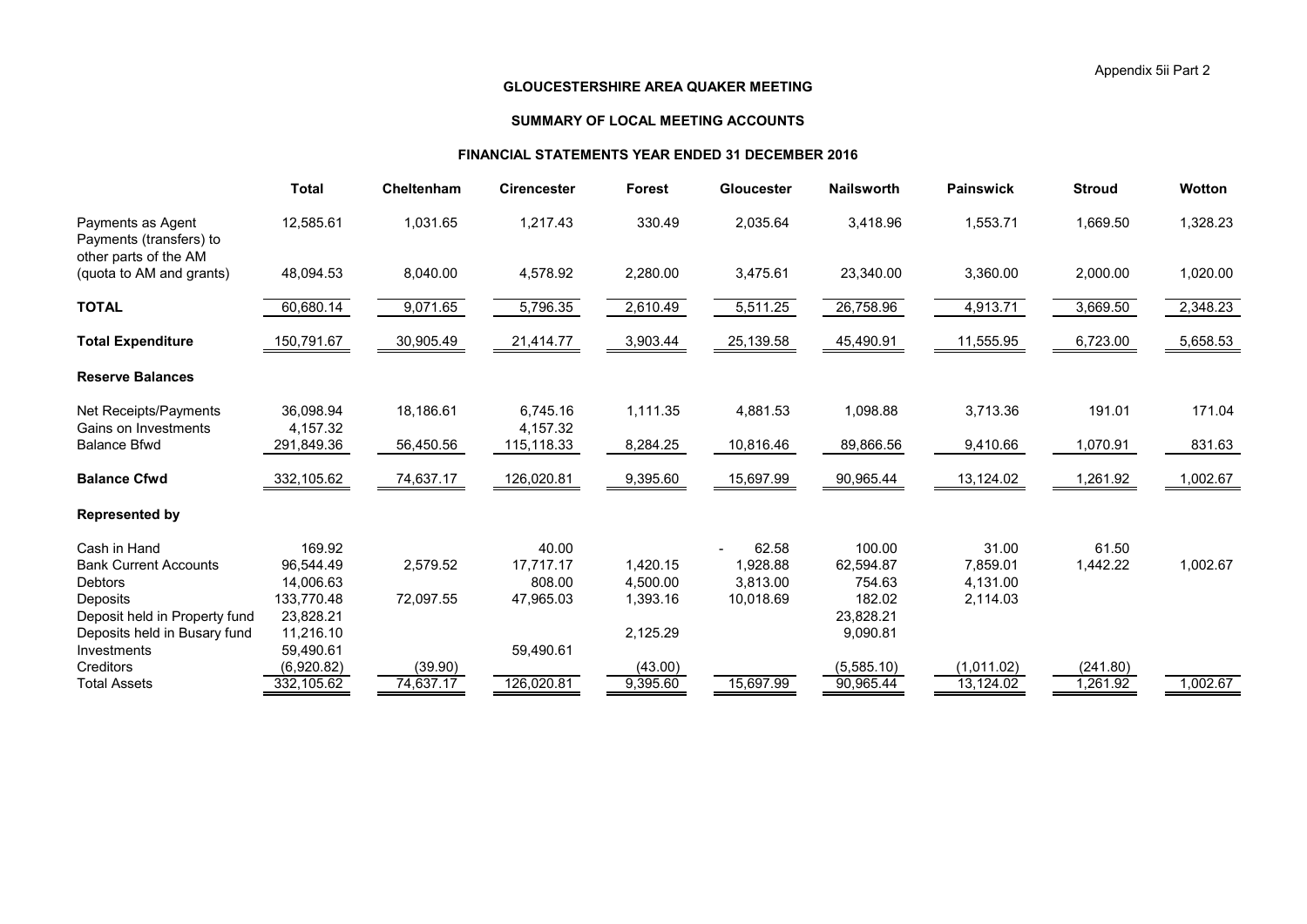Appendix 5ii Part 2

# GLOUCESTERSHIRE AREA QUAKER MEETING

## SUMMARY OF LOCAL MEETING ACCOUNTS

### FINANCIAL STATEMENTS YEAR ENDED 31 DECEMBER 2016

| | Total | Cheltenham | Cirencester | Forest | Gloucester | Nailsworth | Painswick | Stroud | Wotton |
|---|---|---|---|---|---|---|---|---|---|
| Payments as Agent | 12,585.61 | 1,031.65 | 1,217.43 | 330.49 | 2,035.64 | 3,418.96 | 1,553.71 | 1,669.50 | 1,328.23 |
| Payments (transfers) to other parts of the AM (quota to AM and grants) | 48,094.53 | 8,040.00 | 4,578.92 | 2,280.00 | 3,475.61 | 23,340.00 | 3,360.00 | 2,000.00 | 1,020.00 |
| **TOTAL** | 60,680.14 | 9,071.65 | 5,796.35 | 2,610.49 | 5,511.25 | 26,758.96 | 4,913.71 | 3,669.50 | 2,348.23 |
| **Total Expenditure** | 150,791.67 | 30,905.49 | 21,414.77 | 3,903.44 | 25,139.58 | 45,490.91 | 11,555.95 | 6,723.00 | 5,658.53 |
| **Reserve Balances** | | | | | | | | | |
| Net Receipts/Payments | 36,098.94 | 18,186.61 | 6,745.16 | 1,111.35 | 4,881.53 | 1,098.88 | 3,713.36 | 191.01 | 171.04 |
| Gains on Investments | 4,157.32 | | 4,157.32 | | | | | | |
| Balance Bfwd | 291,849.36 | 56,450.56 | 115,118.33 | 8,284.25 | 10,816.46 | 89,866.56 | 9,410.66 | 1,070.91 | 831.63 |
| **Balance Cfwd** | 332,105.62 | 74,637.17 | 126,020.81 | 9,395.60 | 15,697.99 | 90,965.44 | 13,124.02 | 1,261.92 | 1,002.67 |
| **Represented by** | | | | | | | | | |
| Cash in Hand | 169.92 | | 40.00 | | - 62.58 | 100.00 | 31.00 | 61.50 | |
| Bank Current Accounts | 96,544.49 | 2,579.52 | 17,717.17 | 1,420.15 | 1,928.88 | 62,594.87 | 7,859.01 | 1,442.22 | 1,002.67 |
| Debtors | 14,006.63 | | 808.00 | 4,500.00 | 3,813.00 | 754.63 | 4,131.00 | | |
| Deposits | 133,770.48 | 72,097.55 | 47,965.03 | 1,393.16 | 10,018.69 | 182.02 | 2,114.03 | | |
| Deposit held in Property fund | 23,828.21 | | | | | 23,828.21 | | | |
| Deposits held in Busary fund | 11,216.10 | | | 2,125.29 | | 9,090.81 | | | |
| Investments | 59,490.61 | | 59,490.61 | | | | | | |
| Creditors | (6,920.82) | (39.90) | | (43.00) | | (5,585.10) | (1,011.02) | (241.80) | |
| Total Assets | 332,105.62 | 74,637.17 | 126,020.81 | 9,395.60 | 15,697.99 | 90,965.44 | 13,124.02 | 1,261.92 | 1,002.67 |